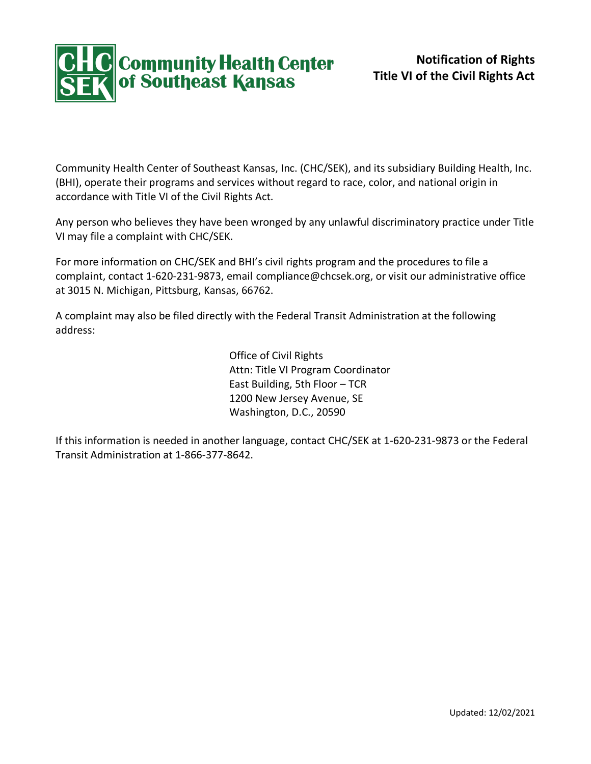**Community Health Center of Southeast Kansas**

# Notification of Rights
# Title VI of the Civil Rights Act

Community Health Center of Southeast Kansas, Inc. (CHC/SEK), and its subsidiary Building Health, Inc. (BHI), operate their programs and services without regard to race, color, and national origin in accordance with Title VI of the Civil Rights Act.

Any person who believes they have been wronged by any unlawful discriminatory practice under Title VI may file a complaint with CHC/SEK.

For more information on CHC/SEK and BHI's civil rights program and the procedures to file a complaint, contact 1-620-231-9873, email compliance@chcsek.org, or visit our administrative office at 3015 N. Michigan, Pittsburg, Kansas, 66762.

A complaint may also be filed directly with the Federal Transit Administration at the following address:

> Office of Civil Rights  
> Attn: Title VI Program Coordinator  
> East Building, 5th Floor – TCR  
> 1200 New Jersey Avenue, SE  
> Washington, D.C., 20590

If this information is needed in another language, contact CHC/SEK at 1-620-231-9873 or the Federal Transit Administration at 1-866-377-8642.

Updated: 12/02/2021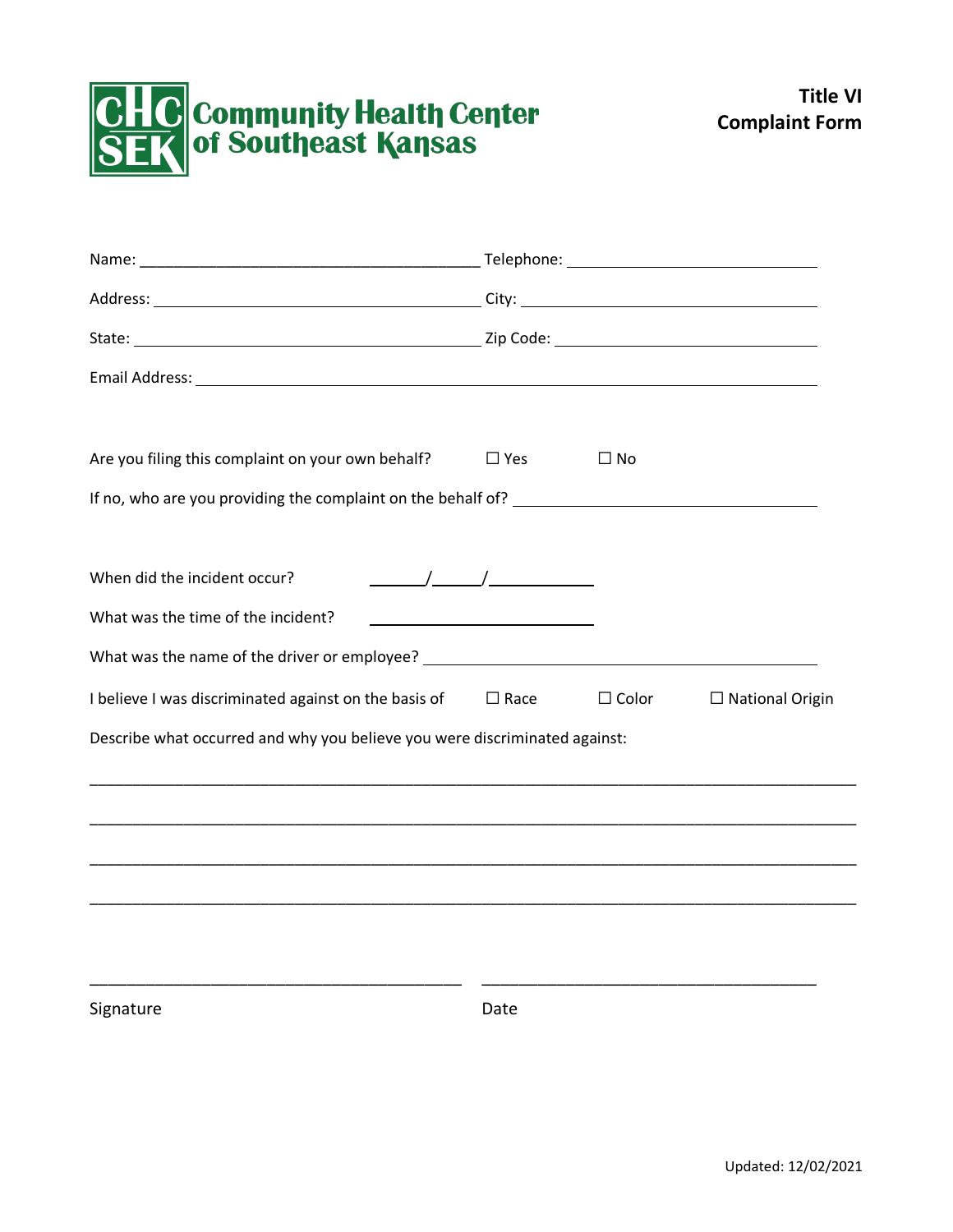Community Health Center of Southeast Kansas

# Title VI Complaint Form

Name: ______________________________ Telephone: ______________________________

Address: ______________________________ City: ______________________________

State: ______________________________ Zip Code: ______________________________

Email Address: ____________________________________________________________

Are you filing this complaint on your own behalf? ☐ Yes ☐ No

If no, who are you providing the complaint on the behalf of? ______________________________

When did the incident occur? _____/_____/__________

What was the time of the incident? ____________________

What was the name of the driver or employee? ______________________________

I believe I was discriminated against on the basis of ☐ Race ☐ Color ☐ National Origin

Describe what occurred and why you believe you were discriminated against:

____________________________________________________________________________

____________________________________________________________________________

____________________________________________________________________________

____________________________________________________________________________

______________________________ ______________________________

Signature Date

Updated: 12/02/2021